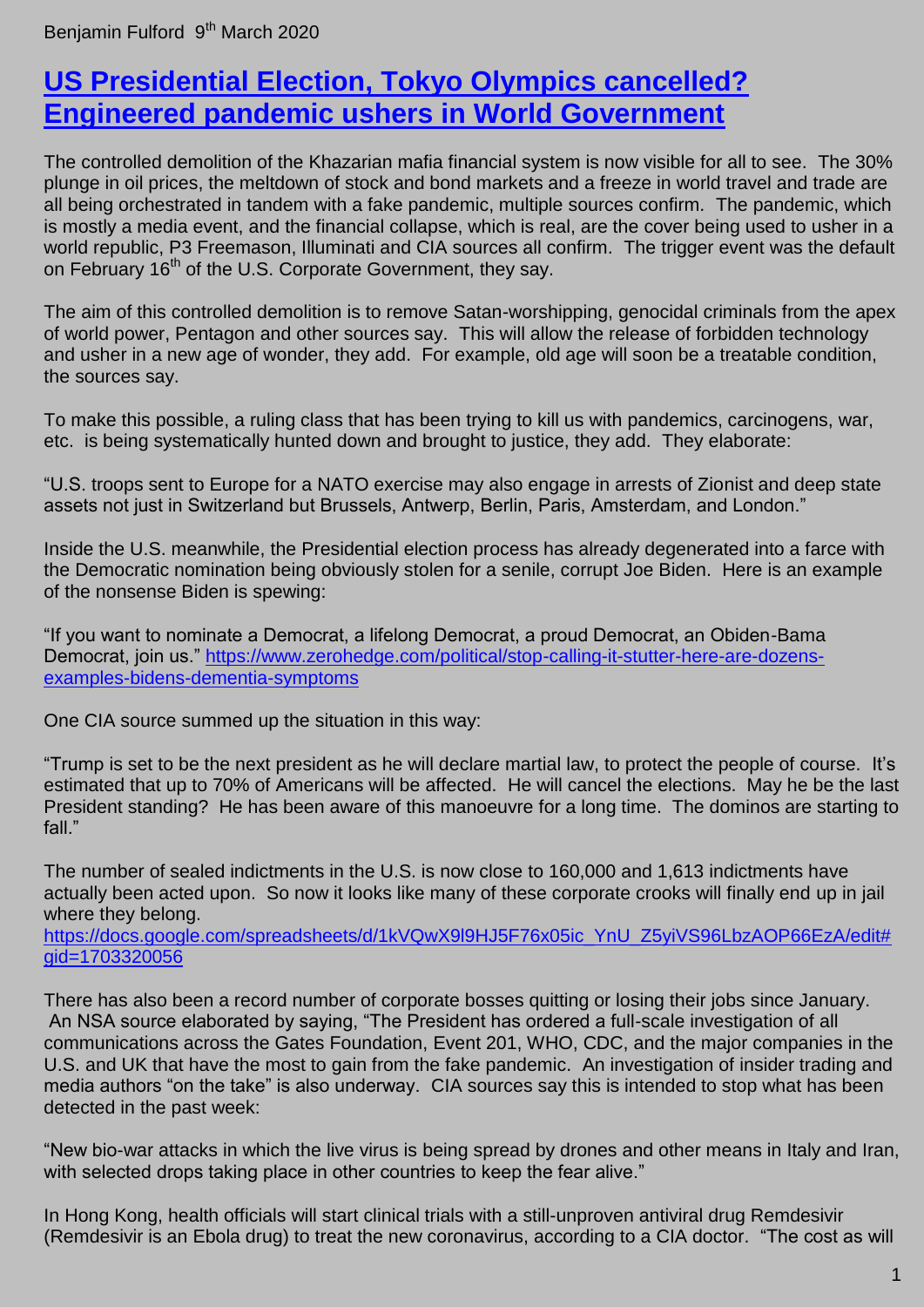Benjamin Fulford 9th March 2020

# [US Presidential Election, Tokyo Olympics cancelled? Engineered pandemic ushers in World Government]()

The controlled demolition of the Khazarian mafia financial system is now visible for all to see. The 30% plunge in oil prices, the meltdown of stock and bond markets and a freeze in world travel and trade are all being orchestrated in tandem with a fake pandemic, multiple sources confirm. The pandemic, which is mostly a media event, and the financial collapse, which is real, are the cover being used to usher in a world republic, P3 Freemason, Illuminati and CIA sources all confirm. The trigger event was the default on February 16th of the U.S. Corporate Government, they say.

The aim of this controlled demolition is to remove Satan-worshipping, genocidal criminals from the apex of world power, Pentagon and other sources say. This will allow the release of forbidden technology and usher in a new age of wonder, they add. For example, old age will soon be a treatable condition, the sources say.

To make this possible, a ruling class that has been trying to kill us with pandemics, carcinogens, war, etc. is being systematically hunted down and brought to justice, they add. They elaborate:

"U.S. troops sent to Europe for a NATO exercise may also engage in arrests of Zionist and deep state assets not just in Switzerland but Brussels, Antwerp, Berlin, Paris, Amsterdam, and London."

Inside the U.S. meanwhile, the Presidential election process has already degenerated into a farce with the Democratic nomination being obviously stolen for a senile, corrupt Joe Biden. Here is an example of the nonsense Biden is spewing:

"If you want to nominate a Democrat, a lifelong Democrat, a proud Democrat, an Obiden-Bama Democrat, join us." https://www.zerohedge.com/political/stop-calling-it-stutter-here-are-dozens-examples-bidens-dementia-symptoms

One CIA source summed up the situation in this way:

"Trump is set to be the next president as he will declare martial law, to protect the people of course. It's estimated that up to 70% of Americans will be affected. He will cancel the elections. May he be the last President standing? He has been aware of this manoeuvre for a long time. The dominos are starting to fall."

The number of sealed indictments in the U.S. is now close to 160,000 and 1,613 indictments have actually been acted upon. So now it looks like many of these corporate crooks will finally end up in jail where they belong.
https://docs.google.com/spreadsheets/d/1kVQwX9l9HJ5F76x05ic_YnU_Z5yiVS96LbzAOP66EzA/edit#gid=1703320056

There has also been a record number of corporate bosses quitting or losing their jobs since January. An NSA source elaborated by saying, "The President has ordered a full-scale investigation of all communications across the Gates Foundation, Event 201, WHO, CDC, and the major companies in the U.S. and UK that have the most to gain from the fake pandemic. An investigation of insider trading and media authors "on the take" is also underway. CIA sources say this is intended to stop what has been detected in the past week:

"New bio-war attacks in which the live virus is being spread by drones and other means in Italy and Iran, with selected drops taking place in other countries to keep the fear alive."

In Hong Kong, health officials will start clinical trials with a still-unproven antiviral drug Remdesivir (Remdesivir is an Ebola drug) to treat the new coronavirus, according to a CIA doctor. "The cost as will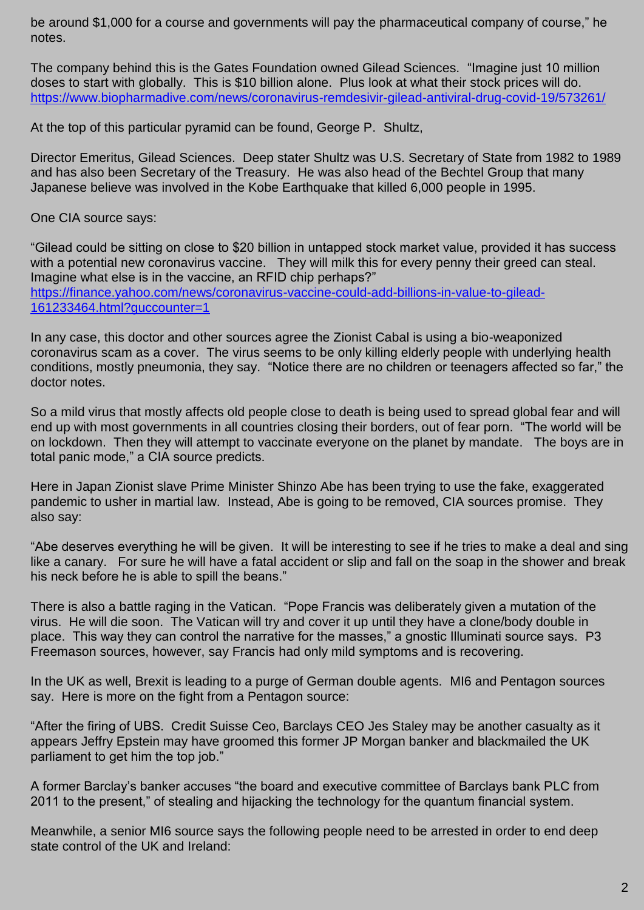be around $1,000 for a course and governments will pay the pharmaceutical company of course," he notes.

The company behind this is the Gates Foundation owned Gilead Sciences. "Imagine just 10 million doses to start with globally. This is $10 billion alone. Plus look at what their stock prices will do. https://www.biopharmadive.com/news/coronavirus-remdesivir-gilead-antiviral-drug-covid-19/573261/

At the top of this particular pyramid can be found, George P. Shultz,

Director Emeritus, Gilead Sciences. Deep stater Shultz was U.S. Secretary of State from 1982 to 1989 and has also been Secretary of the Treasury. He was also head of the Bechtel Group that many Japanese believe was involved in the Kobe Earthquake that killed 6,000 people in 1995.

One CIA source says:

"Gilead could be sitting on close to $20 billion in untapped stock market value, provided it has success with a potential new coronavirus vaccine. They will milk this for every penny their greed can steal. Imagine what else is in the vaccine, an RFID chip perhaps?"
https://finance.yahoo.com/news/coronavirus-vaccine-could-add-billions-in-value-to-gilead-161233464.html?guccounter=1

In any case, this doctor and other sources agree the Zionist Cabal is using a bio-weaponized coronavirus scam as a cover. The virus seems to be only killing elderly people with underlying health conditions, mostly pneumonia, they say. "Notice there are no children or teenagers affected so far," the doctor notes.

So a mild virus that mostly affects old people close to death is being used to spread global fear and will end up with most governments in all countries closing their borders, out of fear porn. "The world will be on lockdown. Then they will attempt to vaccinate everyone on the planet by mandate. The boys are in total panic mode," a CIA source predicts.

Here in Japan Zionist slave Prime Minister Shinzo Abe has been trying to use the fake, exaggerated pandemic to usher in martial law. Instead, Abe is going to be removed, CIA sources promise. They also say:

"Abe deserves everything he will be given. It will be interesting to see if he tries to make a deal and sing like a canary. For sure he will have a fatal accident or slip and fall on the soap in the shower and break his neck before he is able to spill the beans."

There is also a battle raging in the Vatican. "Pope Francis was deliberately given a mutation of the virus. He will die soon. The Vatican will try and cover it up until they have a clone/body double in place. This way they can control the narrative for the masses," a gnostic Illuminati source says. P3 Freemason sources, however, say Francis had only mild symptoms and is recovering.

In the UK as well, Brexit is leading to a purge of German double agents. MI6 and Pentagon sources say. Here is more on the fight from a Pentagon source:

"After the firing of UBS. Credit Suisse Ceo, Barclays CEO Jes Staley may be another casualty as it appears Jeffry Epstein may have groomed this former JP Morgan banker and blackmailed the UK parliament to get him the top job."

A former Barclay's banker accuses "the board and executive committee of Barclays bank PLC from 2011 to the present," of stealing and hijacking the technology for the quantum financial system.

Meanwhile, a senior MI6 source says the following people need to be arrested in order to end deep state control of the UK and Ireland: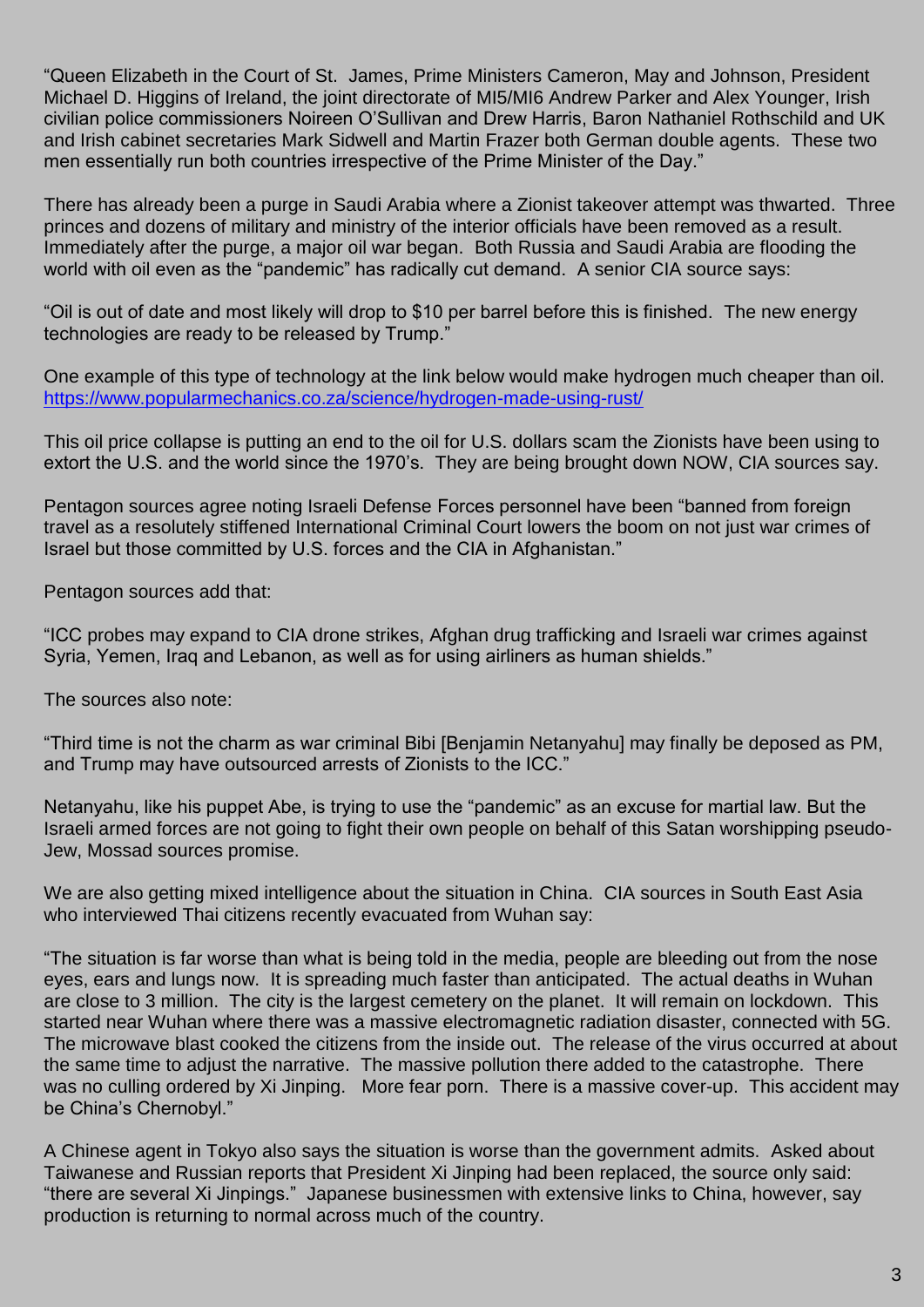"Queen Elizabeth in the Court of St. James, Prime Ministers Cameron, May and Johnson, President Michael D. Higgins of Ireland, the joint directorate of MI5/MI6 Andrew Parker and Alex Younger, Irish civilian police commissioners Noireen O'Sullivan and Drew Harris, Baron Nathaniel Rothschild and UK and Irish cabinet secretaries Mark Sidwell and Martin Frazer both German double agents. These two men essentially run both countries irrespective of the Prime Minister of the Day."

There has already been a purge in Saudi Arabia where a Zionist takeover attempt was thwarted. Three princes and dozens of military and ministry of the interior officials have been removed as a result. Immediately after the purge, a major oil war began. Both Russia and Saudi Arabia are flooding the world with oil even as the "pandemic" has radically cut demand. A senior CIA source says:

"Oil is out of date and most likely will drop to $10 per barrel before this is finished. The new energy technologies are ready to be released by Trump."

One example of this type of technology at the link below would make hydrogen much cheaper than oil.
https://www.popularmechanics.co.za/science/hydrogen-made-using-rust/

This oil price collapse is putting an end to the oil for U.S. dollars scam the Zionists have been using to extort the U.S. and the world since the 1970's. They are being brought down NOW, CIA sources say.

Pentagon sources agree noting Israeli Defense Forces personnel have been "banned from foreign travel as a resolutely stiffened International Criminal Court lowers the boom on not just war crimes of Israel but those committed by U.S. forces and the CIA in Afghanistan."

Pentagon sources add that:

"ICC probes may expand to CIA drone strikes, Afghan drug trafficking and Israeli war crimes against Syria, Yemen, Iraq and Lebanon, as well as for using airliners as human shields."

The sources also note:

"Third time is not the charm as war criminal Bibi [Benjamin Netanyahu] may finally be deposed as PM, and Trump may have outsourced arrests of Zionists to the ICC."

Netanyahu, like his puppet Abe, is trying to use the "pandemic" as an excuse for martial law. But the Israeli armed forces are not going to fight their own people on behalf of this Satan worshipping pseudo-Jew, Mossad sources promise.

We are also getting mixed intelligence about the situation in China. CIA sources in South East Asia who interviewed Thai citizens recently evacuated from Wuhan say:

"The situation is far worse than what is being told in the media, people are bleeding out from the nose eyes, ears and lungs now. It is spreading much faster than anticipated. The actual deaths in Wuhan are close to 3 million. The city is the largest cemetery on the planet. It will remain on lockdown. This started near Wuhan where there was a massive electromagnetic radiation disaster, connected with 5G. The microwave blast cooked the citizens from the inside out. The release of the virus occurred at about the same time to adjust the narrative. The massive pollution there added to the catastrophe. There was no culling ordered by Xi Jinping. More fear porn. There is a massive cover-up. This accident may be China's Chernobyl."

A Chinese agent in Tokyo also says the situation is worse than the government admits. Asked about Taiwanese and Russian reports that President Xi Jinping had been replaced, the source only said: "there are several Xi Jinpings." Japanese businessmen with extensive links to China, however, say production is returning to normal across much of the country.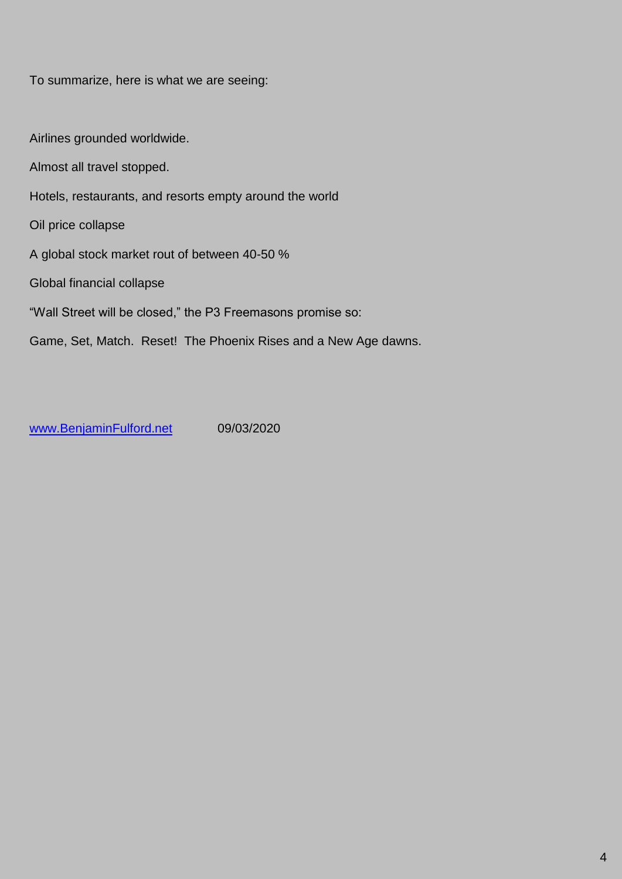To summarize, here is what we are seeing:

Airlines grounded worldwide.

Almost all travel stopped.

Hotels, restaurants, and resorts empty around the world

Oil price collapse

A global stock market rout of between 40-50 %

Global financial collapse

“Wall Street will be closed,” the P3 Freemasons promise so:

Game, Set, Match. Reset! The Phoenix Rises and a New Age dawns.

[www.BenjaminFulford.net](http://www.BenjaminFulford.net) 09/03/2020